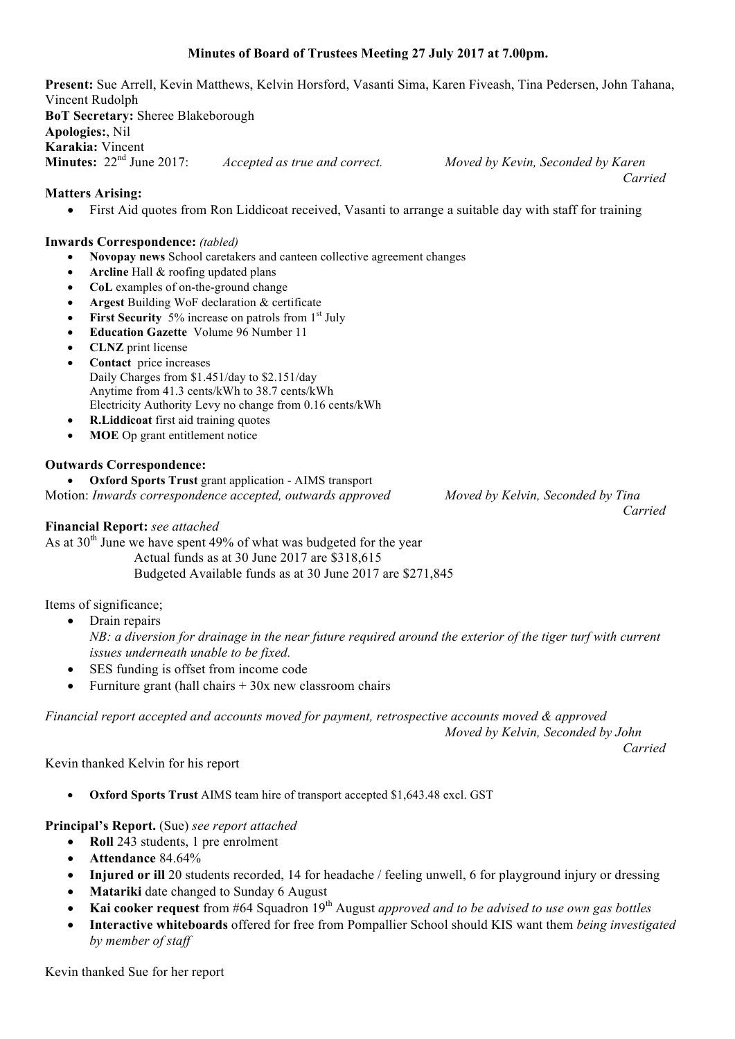# Minutes of Board of Trustees Meeting 27 July 2017 at 7.00pm.

**Present:** Sue Arrell, Kevin Matthews, Kelvin Horsford, Vasanti Sima, Karen Fiveash, Tina Pedersen, John Tahana, Vincent Rudolph
**BoT Secretary:** Sheree Blakeborough
**Apologies:**, Nil
**Karakia:** Vincent
**Minutes:** 22nd June 2017: *Accepted as true and correct.* *Moved by Kevin, Seconded by Karen*
*Carried*

**Matters Arising:**

- First Aid quotes from Ron Liddicoat received, Vasanti to arrange a suitable day with staff for training

**Inwards Correspondence:** *(tabled)*

- **Novopay news** School caretakers and canteen collective agreement changes
- **Arcline** Hall & roofing updated plans
- **CoL** examples of on-the-ground change
- **Argest** Building WoF declaration & certificate
- **First Security** 5% increase on patrols from 1st July
- **Education Gazette** Volume 96 Number 11
- **CLNZ** print license
- **Contact** price increases
  Daily Charges from $1.451/day to $2.151/day
  Anytime from 41.3 cents/kWh to 38.7 cents/kWh
  Electricity Authority Levy no change from 0.16 cents/kWh
- **R.Liddicoat** first aid training quotes
- **MOE** Op grant entitlement notice

**Outwards Correspondence:**

- **Oxford Sports Trust** grant application - AIMS transport

Motion: *Inwards correspondence accepted, outwards approved* *Moved by Kelvin, Seconded by Tina*
*Carried*

**Financial Report:** *see attached*
As at 30th June we have spent 49% of what was budgeted for the year
Actual funds as at 30 June 2017 are $318,615
Budgeted Available funds as at 30 June 2017 are $271,845

Items of significance;

- Drain repairs
  *NB: a diversion for drainage in the near future required around the exterior of the tiger turf with current issues underneath unable to be fixed.*
- SES funding is offset from income code
- Furniture grant (hall chairs + 30x new classroom chairs

*Financial report accepted and accounts moved for payment, retrospective accounts moved & approved*
*Moved by Kelvin, Seconded by John*
*Carried*

Kevin thanked Kelvin for his report

- **Oxford Sports Trust** AIMS team hire of transport accepted $1,643.48 excl. GST

**Principal's Report.** (Sue) *see report attached*

- **Roll** 243 students, 1 pre enrolment
- **Attendance** 84.64%
- **Injured or ill** 20 students recorded, 14 for headache / feeling unwell, 6 for playground injury or dressing
- **Matariki** date changed to Sunday 6 August
- **Kai cooker request** from #64 Squadron 19th August *approved and to be advised to use own gas bottles*
- **Interactive whiteboards** offered for free from Pompallier School should KIS want them *being investigated by member of staff*

Kevin thanked Sue for her report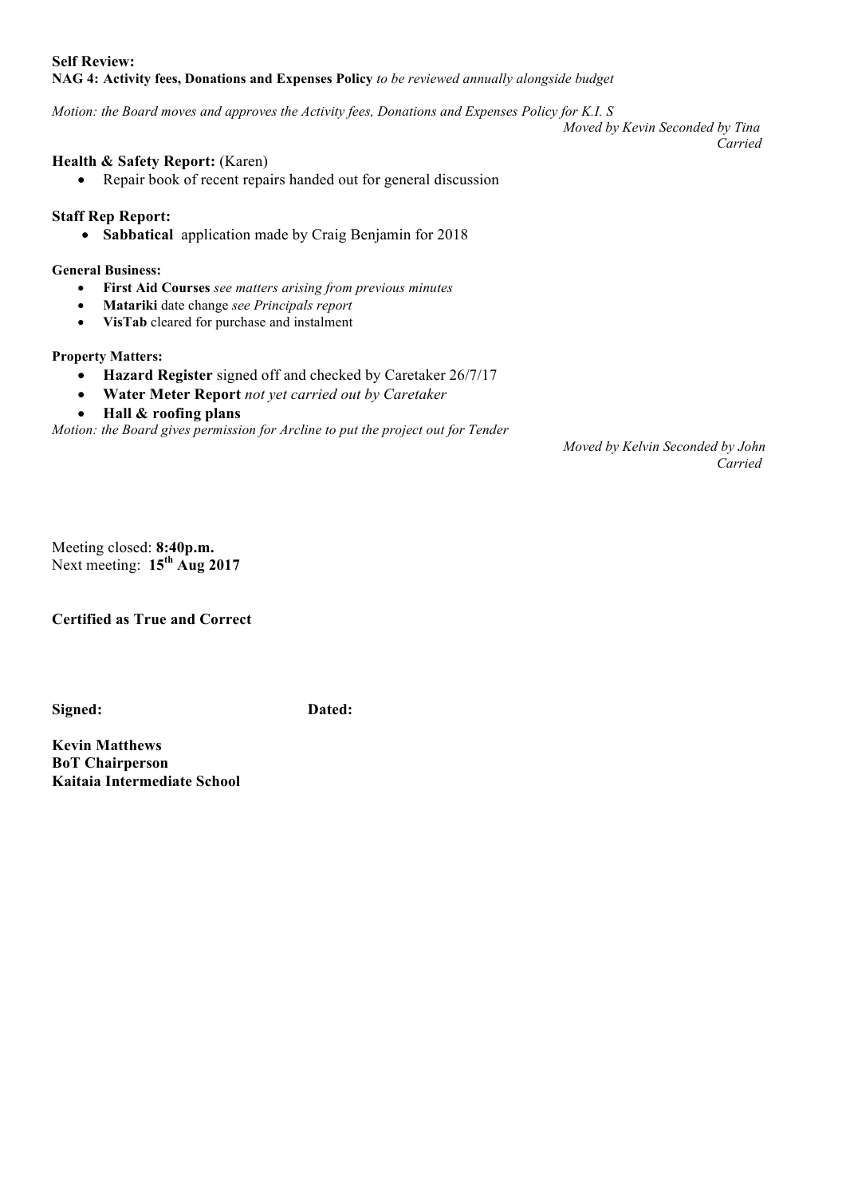**Self Review:**
**NAG 4: Activity fees, Donations and Expenses Policy** *to be reviewed annually alongside budget*

*Motion: the Board moves and approves the Activity fees, Donations and Expenses Policy for K.I. S*
*Moved by Kevin Seconded by Tina*
*Carried*

**Health & Safety Report:** (Karen)

- Repair book of recent repairs handed out for general discussion

**Staff Rep Report:**

- **Sabbatical** application made by Craig Benjamin for 2018

**General Business:**

- **First Aid Courses** *see matters arising from previous minutes*
- **Matariki** date change *see Principals report*
- **VisTab** cleared for purchase and instalment

**Property Matters:**

- **Hazard Register** signed off and checked by Caretaker 26/7/17
- **Water Meter Report** *not yet carried out by Caretaker*
- **Hall & roofing plans**

*Motion: the Board gives permission for Arcline to put the project out for Tender*
*Moved by Kelvin Seconded by John*
*Carried*

Meeting closed: **8:40p.m.**
Next meeting: **15th Aug 2017**

**Certified as True and Correct**

**Signed:** **Dated:**

**Kevin Matthews**
**BoT Chairperson**
**Kaitaia Intermediate School**